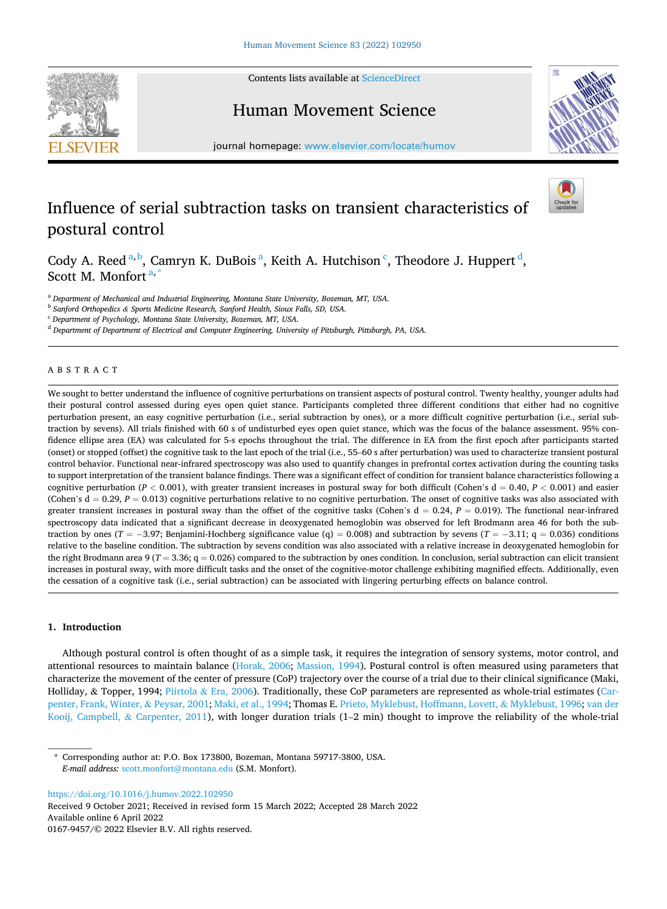# Influence of serial subtraction tasks on transient characteristics of postural control

Cody A. Reed [a,b], Camryn K. DuBois [a], Keith A. Hutchison [c], Theodore J. Huppert [d], Scott M. Monfort [a,*]

[a] *Department of Mechanical and Industrial Engineering, Montana State University, Bozeman, MT, USA.*
[b] *Sanford Orthopedics & Sports Medicine Research, Sanford Health, Sioux Falls, SD, USA.*
[c] *Department of Psychology, Montana State University, Bozeman, MT, USA.*
[d] *Department of Department of Electrical and Computer Engineering, University of Pittsburgh, Pittsburgh, PA, USA.*

## ABSTRACT

We sought to better understand the influence of cognitive perturbations on transient aspects of postural control. Twenty healthy, younger adults had their postural control assessed during eyes open quiet stance. Participants completed three different conditions that either had no cognitive perturbation present, an easy cognitive perturbation (i.e., serial subtraction by ones), or a more difficult cognitive perturbation (i.e., serial subtraction by sevens). All trials finished with 60 s of undisturbed eyes open quiet stance, which was the focus of the balance assessment. 95% confidence ellipse area (EA) was calculated for 5-s epochs throughout the trial. The difference in EA from the first epoch after participants started (onset) or stopped (offset) the cognitive task to the last epoch of the trial (i.e., 55–60 s after perturbation) was used to characterize transient postural control behavior. Functional near-infrared spectroscopy was also used to quantify changes in prefrontal cortex activation during the counting tasks to support interpretation of the transient balance findings. There was a significant effect of condition for transient balance characteristics following a cognitive perturbation ($P < 0.001$), with greater transient increases in postural sway for both difficult (Cohen's d = 0.40, $P < 0.001$) and easier (Cohen's d = 0.29, $P = 0.013$) cognitive perturbations relative to no cognitive perturbation. The onset of cognitive tasks was also associated with greater transient increases in postural sway than the offset of the cognitive tasks (Cohen's d = 0.24, $P = 0.019$). The functional near-infrared spectroscopy data indicated that a significant decrease in deoxygenated hemoglobin was observed for left Brodmann area 46 for both the subtraction by ones ($T = -3.97$; Benjamini-Hochberg significance value (q) = 0.008) and subtraction by sevens ($T = -3.11$; q = 0.036) conditions relative to the baseline condition. The subtraction by sevens condition was also associated with a relative increase in deoxygenated hemoglobin for the right Brodmann area 9 ($T = 3.36$; q = 0.026) compared to the subtraction by ones condition. In conclusion, serial subtraction can elicit transient increases in postural sway, with more difficult tasks and the onset of the cognitive-motor challenge exhibiting magnified effects. Additionally, even the cessation of a cognitive task (i.e., serial subtraction) can be associated with lingering perturbing effects on balance control.

## 1. Introduction

Although postural control is often thought of as a simple task, it requires the integration of sensory systems, motor control, and attentional resources to maintain balance (Horak, 2006; Massion, 1994). Postural control is often measured using parameters that characterize the movement of the center of pressure (CoP) trajectory over the course of a trial due to their clinical significance (Maki, Holliday, & Topper, 1994; Piirtola & Era, 2006). Traditionally, these CoP parameters are represented as whole-trial estimates (Carpenter, Frank, Winter, & Peysar, 2001; Maki, et al., 1994; Thomas E. Prieto, Myklebust, Hoffmann, Lovett, & Myklebust, 1996; van der Kooij, Campbell, & Carpenter, 2011), with longer duration trials (1–2 min) thought to improve the reliability of the whole-trial

* Corresponding author at: P.O. Box 173800, Bozeman, Montana 59717-3800, USA.
*E-mail address:* scott.monfort@montana.edu (S.M. Monfort).

https://doi.org/10.1016/j.humov.2022.102950
Received 9 October 2021; Received in revised form 15 March 2022; Accepted 28 March 2022
Available online 6 April 2022
0167-9457/© 2022 Elsevier B.V. All rights reserved.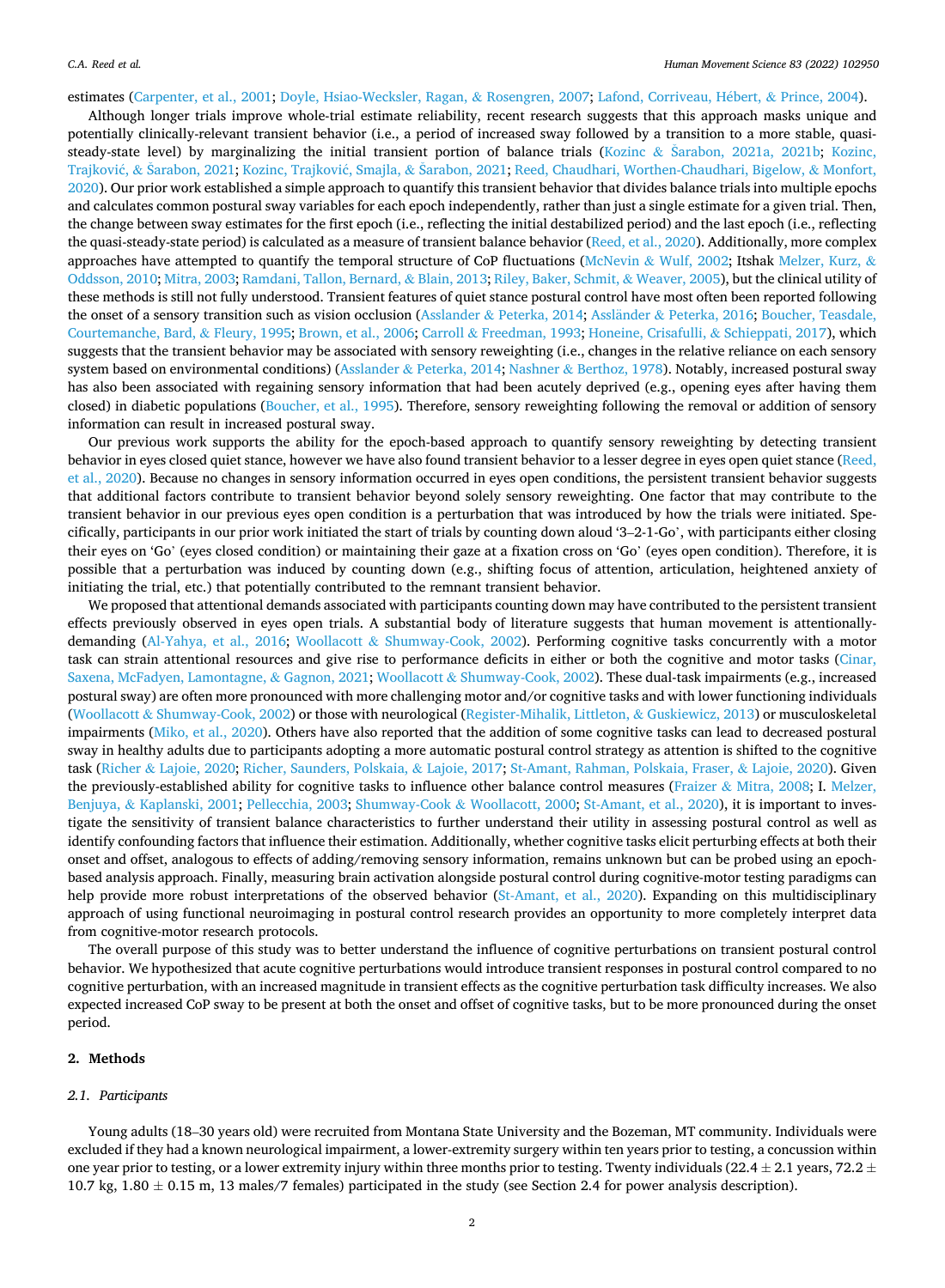estimates (Carpenter, et al., 2001; Doyle, Hsiao-Wecksler, Ragan, & Rosengren, 2007; Lafond, Corriveau, Hébert, & Prince, 2004).

Although longer trials improve whole-trial estimate reliability, recent research suggests that this approach masks unique and potentially clinically-relevant transient behavior (i.e., a period of increased sway followed by a transition to a more stable, quasi-steady-state level) by marginalizing the initial transient portion of balance trials (Kozinc & Šarabon, 2021a, 2021b; Kozinc, Trajković, & Šarabon, 2021; Kozinc, Trajković, Smajla, & Šarabon, 2021; Reed, Chaudhari, Worthen-Chaudhari, Bigelow, & Monfort, 2020). Our prior work established a simple approach to quantify this transient behavior that divides balance trials into multiple epochs and calculates common postural sway variables for each epoch independently, rather than just a single estimate for a given trial. Then, the change between sway estimates for the first epoch (i.e., reflecting the initial destabilized period) and the last epoch (i.e., reflecting the quasi-steady-state period) is calculated as a measure of transient balance behavior (Reed, et al., 2020). Additionally, more complex approaches have attempted to quantify the temporal structure of CoP fluctuations (McNevin & Wulf, 2002; Itshak Melzer, Kurz, & Oddsson, 2010; Mitra, 2003; Ramdani, Tallon, Bernard, & Blain, 2013; Riley, Baker, Schmit, & Weaver, 2005), but the clinical utility of these methods is still not fully understood. Transient features of quiet stance postural control have most often been reported following the onset of a sensory transition such as vision occlusion (Asslander & Peterka, 2014; Assländer & Peterka, 2016; Boucher, Teasdale, Courtemanche, Bard, & Fleury, 1995; Brown, et al., 2006; Carroll & Freedman, 1993; Honeine, Crisafulli, & Schieppati, 2017), which suggests that the transient behavior may be associated with sensory reweighting (i.e., changes in the relative reliance on each sensory system based on environmental conditions) (Asslander & Peterka, 2014; Nashner & Berthoz, 1978). Notably, increased postural sway has also been associated with regaining sensory information that had been acutely deprived (e.g., opening eyes after having them closed) in diabetic populations (Boucher, et al., 1995). Therefore, sensory reweighting following the removal or addition of sensory information can result in increased postural sway.

Our previous work supports the ability for the epoch-based approach to quantify sensory reweighting by detecting transient behavior in eyes closed quiet stance, however we have also found transient behavior to a lesser degree in eyes open quiet stance (Reed, et al., 2020). Because no changes in sensory information occurred in eyes open conditions, the persistent transient behavior suggests that additional factors contribute to transient behavior beyond solely sensory reweighting. One factor that may contribute to the transient behavior in our previous eyes open condition is a perturbation that was introduced by how the trials were initiated. Specifically, participants in our prior work initiated the start of trials by counting down aloud '3–2-1-Go', with participants either closing their eyes on 'Go' (eyes closed condition) or maintaining their gaze at a fixation cross on 'Go' (eyes open condition). Therefore, it is possible that a perturbation was induced by counting down (e.g., shifting focus of attention, articulation, heightened anxiety of initiating the trial, etc.) that potentially contributed to the remnant transient behavior.

We proposed that attentional demands associated with participants counting down may have contributed to the persistent transient effects previously observed in eyes open trials. A substantial body of literature suggests that human movement is attentionally-demanding (Al-Yahya, et al., 2016; Woollacott & Shumway-Cook, 2002). Performing cognitive tasks concurrently with a motor task can strain attentional resources and give rise to performance deficits in either or both the cognitive and motor tasks (Cinar, Saxena, McFadyen, Lamontagne, & Gagnon, 2021; Woollacott & Shumway-Cook, 2002). These dual-task impairments (e.g., increased postural sway) are often more pronounced with more challenging motor and/or cognitive tasks and with lower functioning individuals (Woollacott & Shumway-Cook, 2002) or those with neurological (Register-Mihalik, Littleton, & Guskiewicz, 2013) or musculoskeletal impairments (Miko, et al., 2020). Others have also reported that the addition of some cognitive tasks can lead to decreased postural sway in healthy adults due to participants adopting a more automatic postural control strategy as attention is shifted to the cognitive task (Richer & Lajoie, 2020; Richer, Saunders, Polskaia, & Lajoie, 2017; St-Amant, Rahman, Polskaia, Fraser, & Lajoie, 2020). Given the previously-established ability for cognitive tasks to influence other balance control measures (Fraizer & Mitra, 2008; I. Melzer, Benjuya, & Kaplanski, 2001; Pellecchia, 2003; Shumway-Cook & Woollacott, 2000; St-Amant, et al., 2020), it is important to investigate the sensitivity of transient balance characteristics to further understand their utility in assessing postural control as well as identify confounding factors that influence their estimation. Additionally, whether cognitive tasks elicit perturbing effects at both their onset and offset, analogous to effects of adding/removing sensory information, remains unknown but can be probed using an epoch-based analysis approach. Finally, measuring brain activation alongside postural control during cognitive-motor testing paradigms can help provide more robust interpretations of the observed behavior (St-Amant, et al., 2020). Expanding on this multidisciplinary approach of using functional neuroimaging in postural control research provides an opportunity to more completely interpret data from cognitive-motor research protocols.

The overall purpose of this study was to better understand the influence of cognitive perturbations on transient postural control behavior. We hypothesized that acute cognitive perturbations would introduce transient responses in postural control compared to no cognitive perturbation, with an increased magnitude in transient effects as the cognitive perturbation task difficulty increases. We also expected increased CoP sway to be present at both the onset and offset of cognitive tasks, but to be more pronounced during the onset period.

## 2. Methods

### 2.1. Participants

Young adults (18–30 years old) were recruited from Montana State University and the Bozeman, MT community. Individuals were excluded if they had a known neurological impairment, a lower-extremity surgery within ten years prior to testing, a concussion within one year prior to testing, or a lower extremity injury within three months prior to testing. Twenty individuals (22.4 ± 2.1 years, 72.2 ± 10.7 kg, 1.80 ± 0.15 m, 13 males/7 females) participated in the study (see Section 2.4 for power analysis description).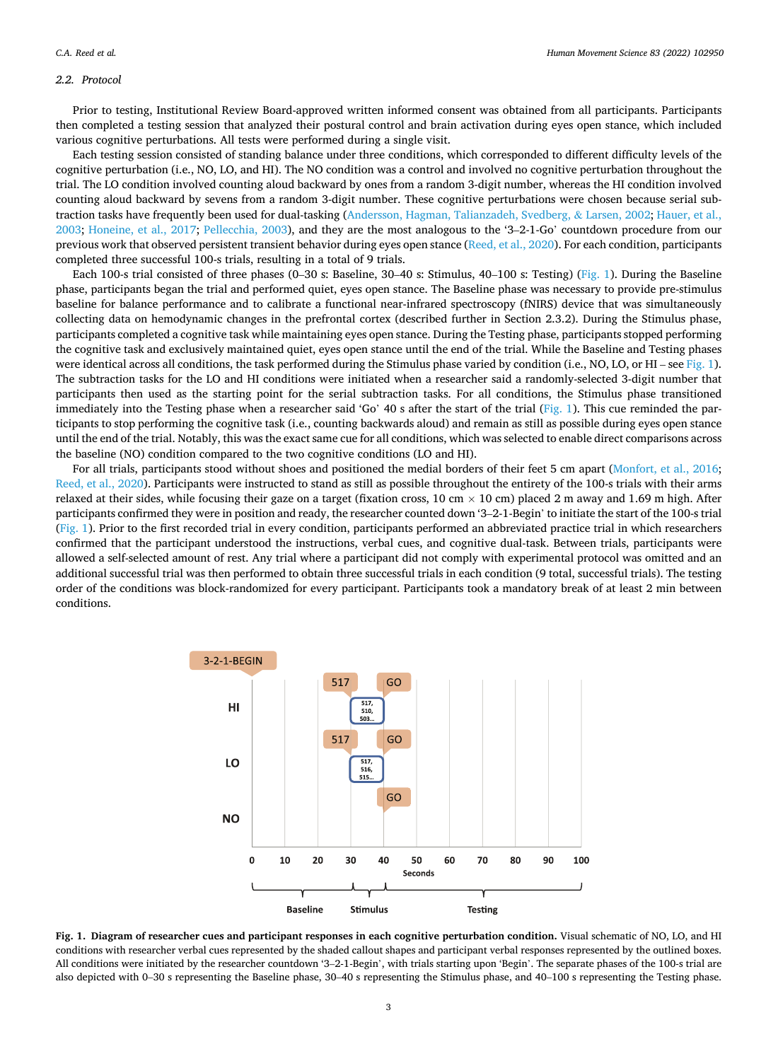## 2.2. Protocol

Prior to testing, Institutional Review Board-approved written informed consent was obtained from all participants. Participants then completed a testing session that analyzed their postural control and brain activation during eyes open stance, which included various cognitive perturbations. All tests were performed during a single visit.

Each testing session consisted of standing balance under three conditions, which corresponded to different difficulty levels of the cognitive perturbation (i.e., NO, LO, and HI). The NO condition was a control and involved no cognitive perturbation throughout the trial. The LO condition involved counting aloud backward by ones from a random 3-digit number, whereas the HI condition involved counting aloud backward by sevens from a random 3-digit number. These cognitive perturbations were chosen because serial subtraction tasks have frequently been used for dual-tasking (Andersson, Hagman, Talianzadeh, Svedberg, & Larsen, 2002; Hauer, et al., 2003; Honeine, et al., 2017; Pellecchia, 2003), and they are the most analogous to the '3–2-1-Go' countdown procedure from our previous work that observed persistent transient behavior during eyes open stance (Reed, et al., 2020). For each condition, participants completed three successful 100-s trials, resulting in a total of 9 trials.

Each 100-s trial consisted of three phases (0–30 s: Baseline, 30–40 s: Stimulus, 40–100 s: Testing) (Fig. 1). During the Baseline phase, participants began the trial and performed quiet, eyes open stance. The Baseline phase was necessary to provide pre-stimulus baseline for balance performance and to calibrate a functional near-infrared spectroscopy (fNIRS) device that was simultaneously collecting data on hemodynamic changes in the prefrontal cortex (described further in Section 2.3.2). During the Stimulus phase, participants completed a cognitive task while maintaining eyes open stance. During the Testing phase, participants stopped performing the cognitive task and exclusively maintained quiet, eyes open stance until the end of the trial. While the Baseline and Testing phases were identical across all conditions, the task performed during the Stimulus phase varied by condition (i.e., NO, LO, or HI – see Fig. 1). The subtraction tasks for the LO and HI conditions were initiated when a researcher said a randomly-selected 3-digit number that participants then used as the starting point for the serial subtraction tasks. For all conditions, the Stimulus phase transitioned immediately into the Testing phase when a researcher said 'Go' 40 s after the start of the trial (Fig. 1). This cue reminded the participants to stop performing the cognitive task (i.e., counting backwards aloud) and remain as still as possible during eyes open stance until the end of the trial. Notably, this was the exact same cue for all conditions, which was selected to enable direct comparisons across the baseline (NO) condition compared to the two cognitive conditions (LO and HI).

For all trials, participants stood without shoes and positioned the medial borders of their feet 5 cm apart (Monfort, et al., 2016; Reed, et al., 2020). Participants were instructed to stand as still as possible throughout the entirety of the 100-s trials with their arms relaxed at their sides, while focusing their gaze on a target (fixation cross, 10 cm × 10 cm) placed 2 m away and 1.69 m high. After participants confirmed they were in position and ready, the researcher counted down '3–2-1-Begin' to initiate the start of the 100-s trial (Fig. 1). Prior to the first recorded trial in every condition, participants performed an abbreviated practice trial in which researchers confirmed that the participant understood the instructions, verbal cues, and cognitive dual-task. Between trials, participants were allowed a self-selected amount of rest. Any trial where a participant did not comply with experimental protocol was omitted and an additional successful trial was then performed to obtain three successful trials in each condition (9 total, successful trials). The testing order of the conditions was block-randomized for every participant. Participants took a mandatory break of at least 2 min between conditions.

**Fig. 1. Diagram of researcher cues and participant responses in each cognitive perturbation condition.** Visual schematic of NO, LO, and HI conditions with researcher verbal cues represented by the shaded callout shapes and participant verbal responses represented by the outlined boxes. All conditions were initiated by the researcher countdown '3–2-1-Begin', with trials starting upon 'Begin'. The separate phases of the 100-s trial are also depicted with 0–30 s representing the Baseline phase, 30–40 s representing the Stimulus phase, and 40–100 s representing the Testing phase.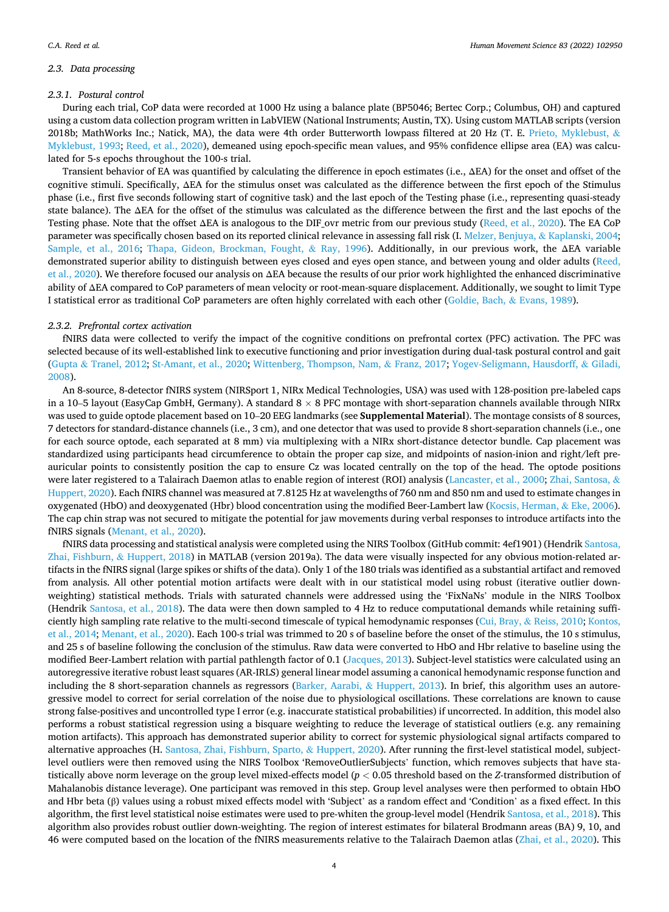### 2.3. Data processing

#### 2.3.1. Postural control

During each trial, CoP data were recorded at 1000 Hz using a balance plate (BP5046; Bertec Corp.; Columbus, OH) and captured using a custom data collection program written in LabVIEW (National Instruments; Austin, TX). Using custom MATLAB scripts (version 2018b; MathWorks Inc.; Natick, MA), the data were 4th order Butterworth lowpass filtered at 20 Hz (T. E. Prieto, Myklebust, & Myklebust, 1993; Reed, et al., 2020), demeaned using epoch-specific mean values, and 95% confidence ellipse area (EA) was calculated for 5-s epochs throughout the 100-s trial.

Transient behavior of EA was quantified by calculating the difference in epoch estimates (i.e., ΔEA) for the onset and offset of the cognitive stimuli. Specifically, ΔEA for the stimulus onset was calculated as the difference between the first epoch of the Stimulus phase (i.e., first five seconds following start of cognitive task) and the last epoch of the Testing phase (i.e., representing quasi-steady state balance). The ΔEA for the offset of the stimulus was calculated as the difference between the first and the last epochs of the Testing phase. Note that the offset ΔEA is analogous to the DIF_ovr metric from our previous study (Reed, et al., 2020). The EA CoP parameter was specifically chosen based on its reported clinical relevance in assessing fall risk (I. Melzer, Benjuya, & Kaplanski, 2004; Sample, et al., 2016; Thapa, Gideon, Brockman, Fought, & Ray, 1996). Additionally, in our previous work, the ΔEA variable demonstrated superior ability to distinguish between eyes closed and eyes open stance, and between young and older adults (Reed, et al., 2020). We therefore focused our analysis on ΔEA because the results of our prior work highlighted the enhanced discriminative ability of ΔEA compared to CoP parameters of mean velocity or root-mean-square displacement. Additionally, we sought to limit Type I statistical error as traditional CoP parameters are often highly correlated with each other (Goldie, Bach, & Evans, 1989).

#### 2.3.2. Prefrontal cortex activation

fNIRS data were collected to verify the impact of the cognitive conditions on prefrontal cortex (PFC) activation. The PFC was selected because of its well-established link to executive functioning and prior investigation during dual-task postural control and gait (Gupta & Tranel, 2012; St-Amant, et al., 2020; Wittenberg, Thompson, Nam, & Franz, 2017; Yogev-Seligmann, Hausdorff, & Giladi, 2008).

An 8-source, 8-detector fNIRS system (NIRSport 1, NIRx Medical Technologies, USA) was used with 128-position pre-labeled caps in a 10–5 layout (EasyCap GmbH, Germany). A standard 8 × 8 PFC montage with short-separation channels available through NIRx was used to guide optode placement based on 10–20 EEG landmarks (see **Supplemental Material**). The montage consists of 8 sources, 7 detectors for standard-distance channels (i.e., 3 cm), and one detector that was used to provide 8 short-separation channels (i.e., one for each source optode, each separated at 8 mm) via multiplexing with a NIRx short-distance detector bundle. Cap placement was standardized using participants head circumference to obtain the proper cap size, and midpoints of nasion-inion and right/left pre-auricular points to consistently position the cap to ensure Cz was located centrally on the top of the head. The optode positions were later registered to a Talairach Daemon atlas to enable region of interest (ROI) analysis (Lancaster, et al., 2000; Zhai, Santosa, & Huppert, 2020). Each fNIRS channel was measured at 7.8125 Hz at wavelengths of 760 nm and 850 nm and used to estimate changes in oxygenated (HbO) and deoxygenated (Hbr) blood concentration using the modified Beer-Lambert law (Kocsis, Herman, & Eke, 2006). The cap chin strap was not secured to mitigate the potential for jaw movements during verbal responses to introduce artifacts into the fNIRS signals (Menant, et al., 2020).

fNIRS data processing and statistical analysis were completed using the NIRS Toolbox (GitHub commit: 4ef1901) (Hendrik Santosa, Zhai, Fishburn, & Huppert, 2018) in MATLAB (version 2019a). The data were visually inspected for any obvious motion-related artifacts in the fNIRS signal (large spikes or shifts of the data). Only 1 of the 180 trials was identified as a substantial artifact and removed from analysis. All other potential motion artifacts were dealt with in our statistical model using robust (iterative outlier down-weighting) statistical methods. Trials with saturated channels were addressed using the 'FixNaNs' module in the NIRS Toolbox (Hendrik Santosa, et al., 2018). The data were then down sampled to 4 Hz to reduce computational demands while retaining sufficiently high sampling rate relative to the multi-second timescale of typical hemodynamic responses (Cui, Bray, & Reiss, 2010; Kontos, et al., 2014; Menant, et al., 2020). Each 100-s trial was trimmed to 20 s of baseline before the onset of the stimulus, the 10 s stimulus, and 25 s of baseline following the conclusion of the stimulus. Raw data were converted to HbO and Hbr relative to baseline using the modified Beer-Lambert relation with partial pathlength factor of 0.1 (Jacques, 2013). Subject-level statistics were calculated using an autoregressive iterative robust least squares (AR-IRLS) general linear model assuming a canonical hemodynamic response function and including the 8 short-separation channels as regressors (Barker, Aarabi, & Huppert, 2013). In brief, this algorithm uses an autoregressive model to correct for serial correlation of the noise due to physiological oscillations. These correlations are known to cause strong false-positives and uncontrolled type I error (e.g. inaccurate statistical probabilities) if uncorrected. In addition, this model also performs a robust statistical regression using a bisquare weighting to reduce the leverage of statistical outliers (e.g. any remaining motion artifacts). This approach has demonstrated superior ability to correct for systemic physiological signal artifacts compared to alternative approaches (H. Santosa, Zhai, Fishburn, Sparto, & Huppert, 2020). After running the first-level statistical model, subject-level outliers were then removed using the NIRS Toolbox 'RemoveOutlierSubjects' function, which removes subjects that have statistically above norm leverage on the group level mixed-effects model ($p < 0.05$ threshold based on the $Z$-transformed distribution of Mahalanobis distance leverage). One participant was removed in this step. Group level analyses were then performed to obtain HbO and Hbr beta (β) values using a robust mixed effects model with 'Subject' as a random effect and 'Condition' as a fixed effect. In this algorithm, the first level statistical noise estimates were used to pre-whiten the group-level model (Hendrik Santosa, et al., 2018). This algorithm also provides robust outlier down-weighting. The region of interest estimates for bilateral Brodmann areas (BA) 9, 10, and 46 were computed based on the location of the fNIRS measurements relative to the Talairach Daemon atlas (Zhai, et al., 2020). This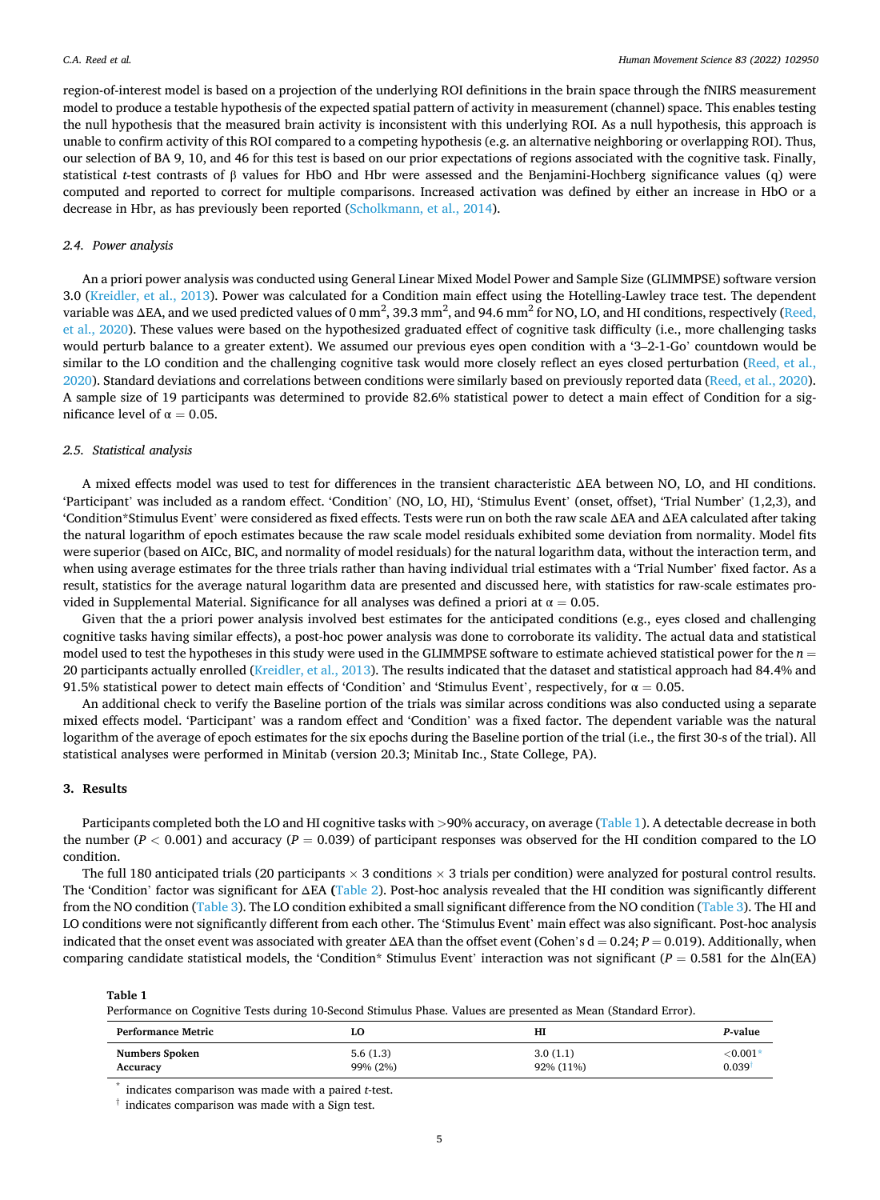region-of-interest model is based on a projection of the underlying ROI definitions in the brain space through the fNIRS measurement model to produce a testable hypothesis of the expected spatial pattern of activity in measurement (channel) space. This enables testing the null hypothesis that the measured brain activity is inconsistent with this underlying ROI. As a null hypothesis, this approach is unable to confirm activity of this ROI compared to a competing hypothesis (e.g. an alternative neighboring or overlapping ROI). Thus, our selection of BA 9, 10, and 46 for this test is based on our prior expectations of regions associated with the cognitive task. Finally, statistical *t*-test contrasts of β values for HbO and Hbr were assessed and the Benjamini-Hochberg significance values (q) were computed and reported to correct for multiple comparisons. Increased activation was defined by either an increase in HbO or a decrease in Hbr, as has previously been reported (Scholkmann, et al., 2014).

### 2.4. Power analysis

An a priori power analysis was conducted using General Linear Mixed Model Power and Sample Size (GLIMMPSE) software version 3.0 (Kreidler, et al., 2013). Power was calculated for a Condition main effect using the Hotelling-Lawley trace test. The dependent variable was ΔEA, and we used predicted values of 0 $mm^2$, 39.3 $mm^2$, and 94.6 $mm^2$ for NO, LO, and HI conditions, respectively (Reed, et al., 2020). These values were based on the hypothesized graduated effect of cognitive task difficulty (i.e., more challenging tasks would perturb balance to a greater extent). We assumed our previous eyes open condition with a '3–2-1-Go' countdown would be similar to the LO condition and the challenging cognitive task would more closely reflect an eyes closed perturbation (Reed, et al., 2020). Standard deviations and correlations between conditions were similarly based on previously reported data (Reed, et al., 2020). A sample size of 19 participants was determined to provide 82.6% statistical power to detect a main effect of Condition for a significance level of $\alpha = 0.05$.

### 2.5. Statistical analysis

A mixed effects model was used to test for differences in the transient characteristic ΔEA between NO, LO, and HI conditions. 'Participant' was included as a random effect. 'Condition' (NO, LO, HI), 'Stimulus Event' (onset, offset), 'Trial Number' (1,2,3), and 'Condition*Stimulus Event' were considered as fixed effects. Tests were run on both the raw scale ΔEA and ΔEA calculated after taking the natural logarithm of epoch estimates because the raw scale model residuals exhibited some deviation from normality. Model fits were superior (based on AICc, BIC, and normality of model residuals) for the natural logarithm data, without the interaction term, and when using average estimates for the three trials rather than having individual trial estimates with a 'Trial Number' fixed factor. As a result, statistics for the average natural logarithm data are presented and discussed here, with statistics for raw-scale estimates provided in Supplemental Material. Significance for all analyses was defined a priori at $\alpha = 0.05$.

Given that the a priori power analysis involved best estimates for the anticipated conditions (e.g., eyes closed and challenging cognitive tasks having similar effects), a post-hoc power analysis was done to corroborate its validity. The actual data and statistical model used to test the hypotheses in this study were used in the GLIMMPSE software to estimate achieved statistical power for the $n = 20$ participants actually enrolled (Kreidler, et al., 2013). The results indicated that the dataset and statistical approach had 84.4% and 91.5% statistical power to detect main effects of 'Condition' and 'Stimulus Event', respectively, for $\alpha = 0.05$.

An additional check to verify the Baseline portion of the trials was similar across conditions was also conducted using a separate mixed effects model. 'Participant' was a random effect and 'Condition' was a fixed factor. The dependent variable was the natural logarithm of the average of epoch estimates for the six epochs during the Baseline portion of the trial (i.e., the first 30-s of the trial). All statistical analyses were performed in Minitab (version 20.3; Minitab Inc., State College, PA).

## 3. Results

Participants completed both the LO and HI cognitive tasks with >90% accuracy, on average (Table 1). A detectable decrease in both the number ($P < 0.001$) and accuracy ($P = 0.039$) of participant responses was observed for the HI condition compared to the LO condition.

The full 180 anticipated trials (20 participants × 3 conditions × 3 trials per condition) were analyzed for postural control results. The 'Condition' factor was significant for ΔEA (Table 2). Post-hoc analysis revealed that the HI condition was significantly different from the NO condition (Table 3). The LO condition exhibited a small significant difference from the NO condition (Table 3). The HI and LO conditions were not significantly different from each other. The 'Stimulus Event' main effect was also significant. Post-hoc analysis indicated that the onset event was associated with greater ΔEA than the offset event (Cohen's d = 0.24; $P = 0.019$). Additionally, when comparing candidate statistical models, the 'Condition* Stimulus Event' interaction was not significant ($P = 0.581$ for the Δln(EA)

**Table 1**
Performance on Cognitive Tests during 10-Second Stimulus Phase. Values are presented as Mean (Standard Error).

| Performance Metric | LO | HI | *P*-value |
|---|---|---|---|
| **Numbers Spoken** | 5.6 (1.3) | 3.0 (1.1) | <0.001* |
| **Accuracy** | 99% (2%) | 92% (11%) | 0.039† |

* indicates comparison was made with a paired *t*-test.
† indicates comparison was made with a Sign test.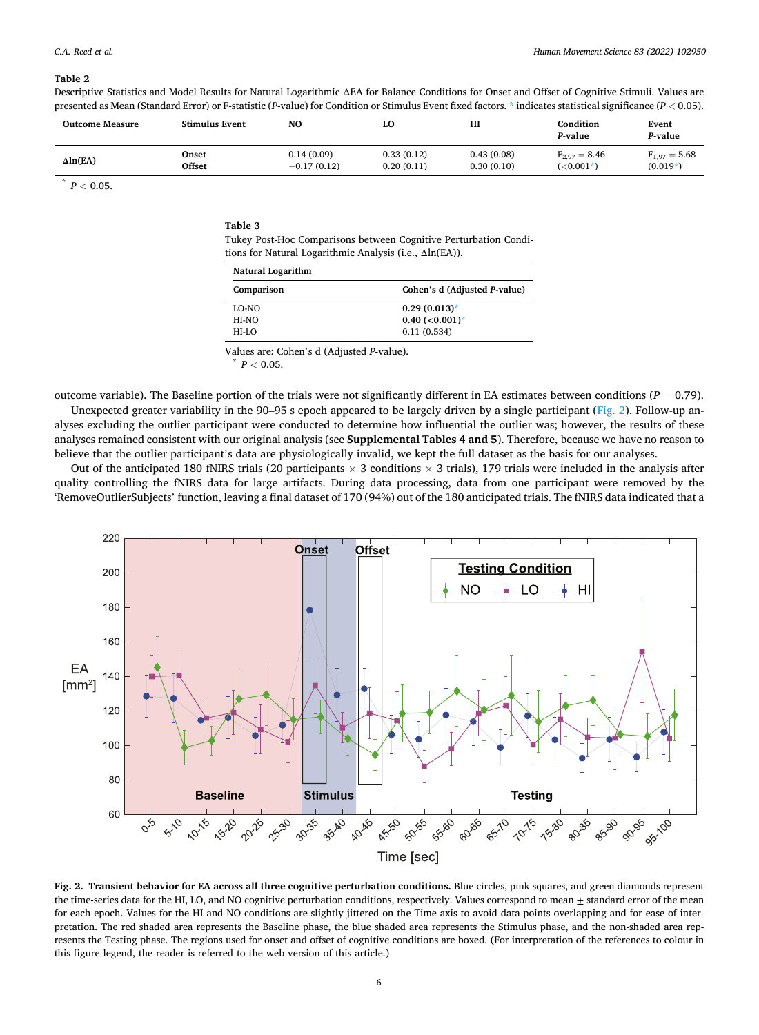**Table 2**
Descriptive Statistics and Model Results for Natural Logarithmic ΔEA for Balance Conditions for Onset and Offset of Cognitive Stimuli. Values are presented as Mean (Standard Error) or F-statistic (*P*-value) for Condition or Stimulus Event fixed factors. * indicates statistical significance ($P < 0.05$).

| Outcome Measure | Stimulus Event | NO | LO | HI | Condition *P*-value | Event *P*-value |
|---|---|---|---|---|---|---|
| Δln(EA) | Onset | 0.14 (0.09) | 0.33 (0.12) | 0.43 (0.08) | $F_{2,97} = 8.46$ | $F_{1,97} = 5.68$ |
| | Offset | −0.17 (0.12) | 0.20 (0.11) | 0.30 (0.10) | (<0.001*) | (0.019*) |

* $P < 0.05$.

**Table 3**
Tukey Post-Hoc Comparisons between Cognitive Perturbation Conditions for Natural Logarithmic Analysis (i.e., Δln(EA)).

| Natural Logarithm | |
|---|---|
| **Comparison** | **Cohen's d (Adjusted *P*-value)** |
| LO-NO | **0.29 (0.013)*** |
| HI-NO | **0.40 (<0.001)*** |
| HI-LO | 0.11 (0.534) |

Values are: Cohen's d (Adjusted *P*-value).
* $P < 0.05$.

outcome variable). The Baseline portion of the trials were not significantly different in EA estimates between conditions ($P = 0.79$).

Unexpected greater variability in the 90–95 s epoch appeared to be largely driven by a single participant (Fig. 2). Follow-up analyses excluding the outlier participant were conducted to determine how influential the outlier was; however, the results of these analyses remained consistent with our original analysis (see **Supplemental Tables 4 and 5**). Therefore, because we have no reason to believe that the outlier participant's data are physiologically invalid, we kept the full dataset as the basis for our analyses.

Out of the anticipated 180 fNIRS trials (20 participants × 3 conditions × 3 trials), 179 trials were included in the analysis after quality controlling the fNIRS data for large artifacts. During data processing, data from one participant were removed by the 'RemoveOutlierSubjects' function, leaving a final dataset of 170 (94%) out of the 180 anticipated trials. The fNIRS data indicated that a

**Fig. 2. Transient behavior for EA across all three cognitive perturbation conditions.** Blue circles, pink squares, and green diamonds represent the time-series data for the HI, LO, and NO cognitive perturbation conditions, respectively. Values correspond to mean ± standard error of the mean for each epoch. Values for the HI and NO conditions are slightly jittered on the Time axis to avoid data points overlapping and for ease of interpretation. The red shaded area represents the Baseline phase, the blue shaded area represents the Stimulus phase, and the non-shaded area represents the Testing phase. The regions used for onset and offset of cognitive conditions are boxed. (For interpretation of the references to colour in this figure legend, the reader is referred to the web version of this article.)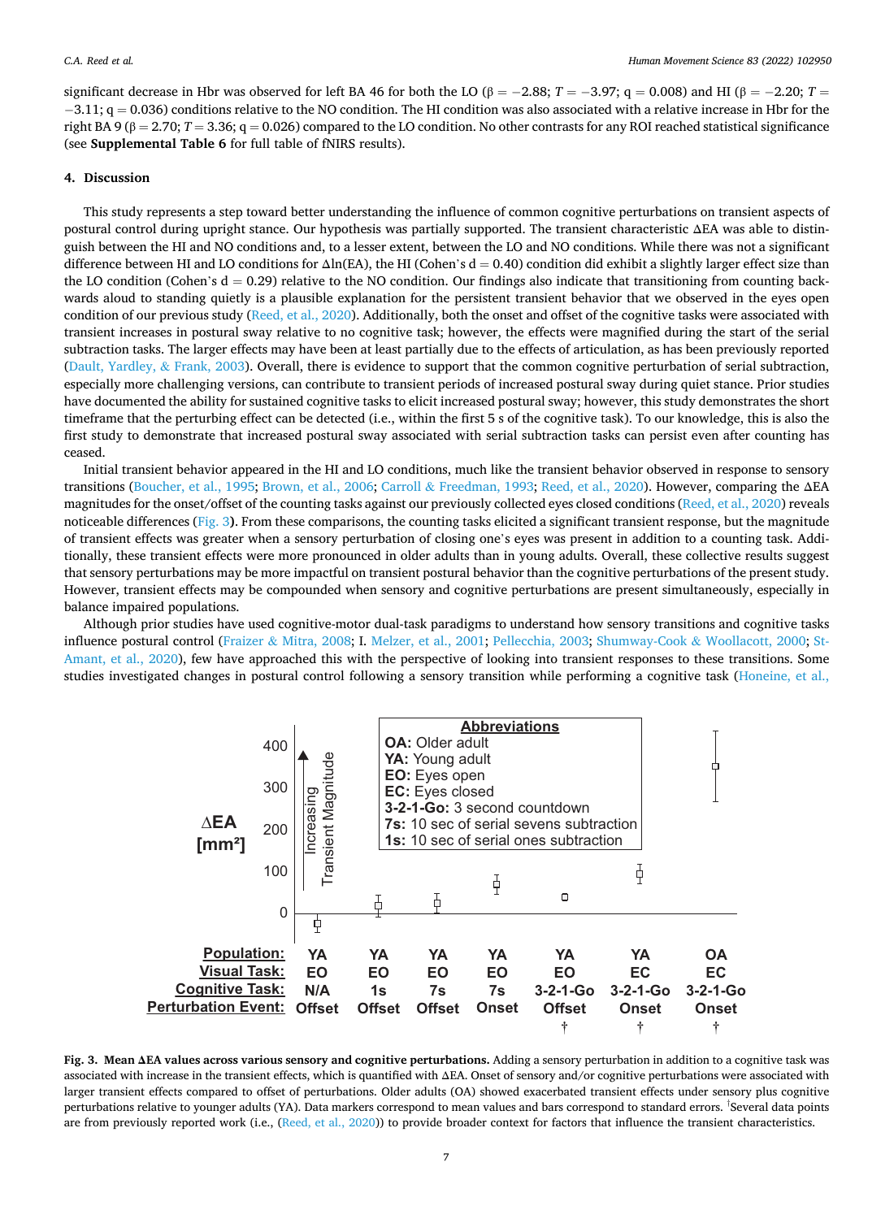significant decrease in Hbr was observed for left BA 46 for both the LO ($\beta = -2.88$; $T = -3.97$; $q = 0.008$) and HI ($\beta = -2.20$; $T = -3.11$; $q = 0.036$) conditions relative to the NO condition. The HI condition was also associated with a relative increase in Hbr for the right BA 9 ($\beta = 2.70$; $T = 3.36$; $q = 0.026$) compared to the LO condition. No other contrasts for any ROI reached statistical significance (see **Supplemental Table 6** for full table of fNIRS results).

## 4. Discussion

This study represents a step toward better understanding the influence of common cognitive perturbations on transient aspects of postural control during upright stance. Our hypothesis was partially supported. The transient characteristic ΔEA was able to distinguish between the HI and NO conditions and, to a lesser extent, between the LO and NO conditions. While there was not a significant difference between HI and LO conditions for Δln(EA), the HI (Cohen's d = 0.40) condition did exhibit a slightly larger effect size than the LO condition (Cohen's d = 0.29) relative to the NO condition. Our findings also indicate that transitioning from counting backwards aloud to standing quietly is a plausible explanation for the persistent transient behavior that we observed in the eyes open condition of our previous study (Reed, et al., 2020). Additionally, both the onset and offset of the cognitive tasks were associated with transient increases in postural sway relative to no cognitive task; however, the effects were magnified during the start of the serial subtraction tasks. The larger effects may have been at least partially due to the effects of articulation, as has been previously reported (Dault, Yardley, & Frank, 2003). Overall, there is evidence to support that the common cognitive perturbation of serial subtraction, especially more challenging versions, can contribute to transient periods of increased postural sway during quiet stance. Prior studies have documented the ability for sustained cognitive tasks to elicit increased postural sway; however, this study demonstrates the short timeframe that the perturbing effect can be detected (i.e., within the first 5 s of the cognitive task). To our knowledge, this is also the first study to demonstrate that increased postural sway associated with serial subtraction tasks can persist even after counting has ceased.

Initial transient behavior appeared in the HI and LO conditions, much like the transient behavior observed in response to sensory transitions (Boucher, et al., 1995; Brown, et al., 2006; Carroll & Freedman, 1993; Reed, et al., 2020). However, comparing the ΔEA magnitudes for the onset/offset of the counting tasks against our previously collected eyes closed conditions (Reed, et al., 2020) reveals noticeable differences (Fig. 3). From these comparisons, the counting tasks elicited a significant transient response, but the magnitude of transient effects was greater when a sensory perturbation of closing one's eyes was present in addition to a counting task. Additionally, these transient effects were more pronounced in older adults than in young adults. Overall, these collective results suggest that sensory perturbations may be more impactful on transient postural behavior than the cognitive perturbations of the present study. However, transient effects may be compounded when sensory and cognitive perturbations are present simultaneously, especially in balance impaired populations.

Although prior studies have used cognitive-motor dual-task paradigms to understand how sensory transitions and cognitive tasks influence postural control (Fraizer & Mitra, 2008; I. Melzer, et al., 2001; Pellecchia, 2003; Shumway-Cook & Woollacott, 2000; St-Amant, et al., 2020), few have approached this with the perspective of looking into transient responses to these transitions. Some studies investigated changes in postural control following a sensory transition while performing a cognitive task (Honeine, et al.,

**Fig. 3. Mean ΔEA values across various sensory and cognitive perturbations.** Adding a sensory perturbation in addition to a cognitive task was associated with increase in the transient effects, which is quantified with ΔEA. Onset of sensory and/or cognitive perturbations were associated with larger transient effects compared to offset of perturbations. Older adults (OA) showed exacerbated transient effects under sensory plus cognitive perturbations relative to younger adults (YA). Data markers correspond to mean values and bars correspond to standard errors. [†]Several data points are from previously reported work (i.e., (Reed, et al., 2020)) to provide broader context for factors that influence the transient characteristics.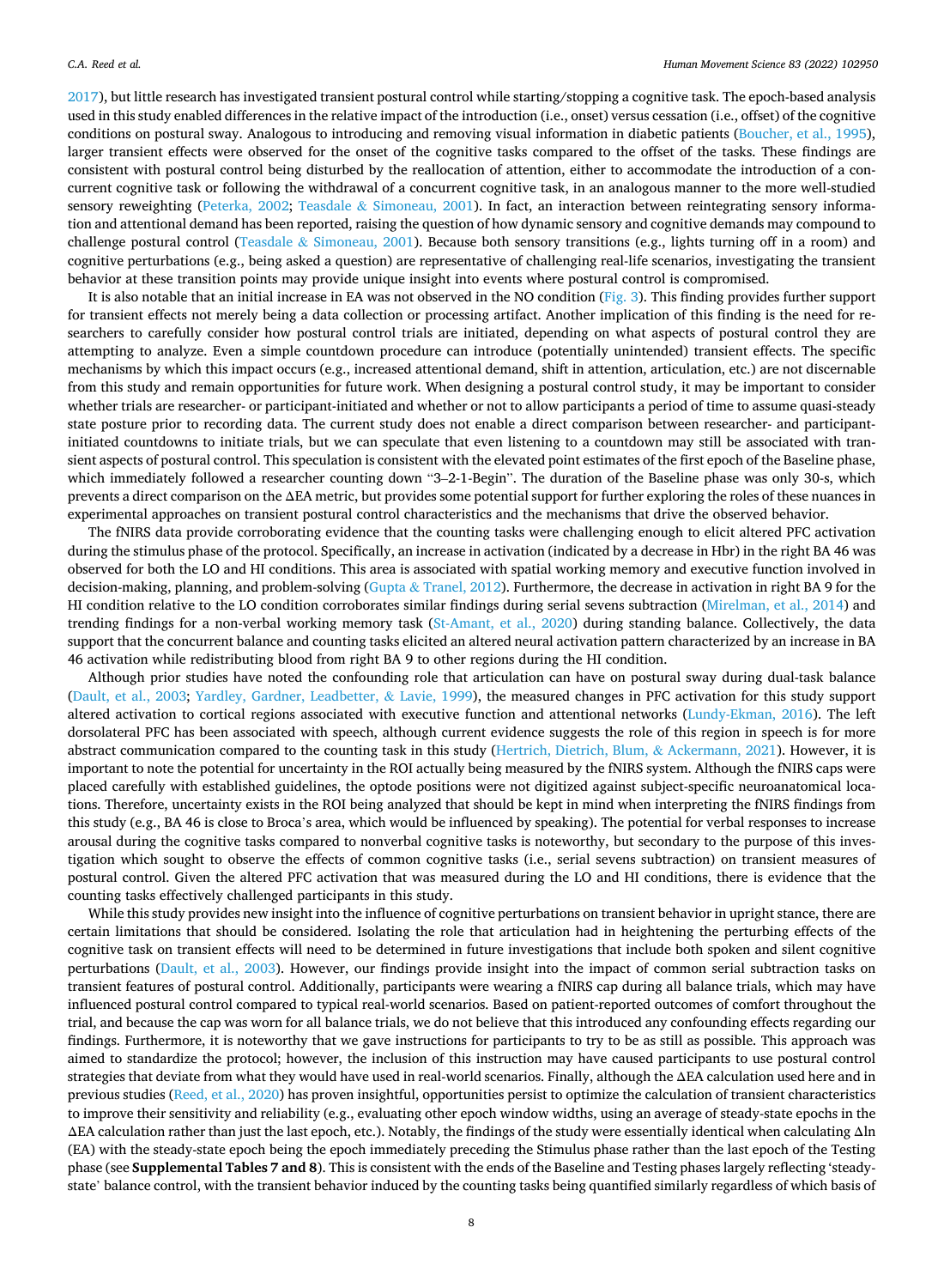2017), but little research has investigated transient postural control while starting/stopping a cognitive task. The epoch-based analysis used in this study enabled differences in the relative impact of the introduction (i.e., onset) versus cessation (i.e., offset) of the cognitive conditions on postural sway. Analogous to introducing and removing visual information in diabetic patients (Boucher, et al., 1995), larger transient effects were observed for the onset of the cognitive tasks compared to the offset of the tasks. These findings are consistent with postural control being disturbed by the reallocation of attention, either to accommodate the introduction of a concurrent cognitive task or following the withdrawal of a concurrent cognitive task, in an analogous manner to the more well-studied sensory reweighting (Peterka, 2002; Teasdale & Simoneau, 2001). In fact, an interaction between reintegrating sensory information and attentional demand has been reported, raising the question of how dynamic sensory and cognitive demands may compound to challenge postural control (Teasdale & Simoneau, 2001). Because both sensory transitions (e.g., lights turning off in a room) and cognitive perturbations (e.g., being asked a question) are representative of challenging real-life scenarios, investigating the transient behavior at these transition points may provide unique insight into events where postural control is compromised.

It is also notable that an initial increase in EA was not observed in the NO condition (Fig. 3). This finding provides further support for transient effects not merely being a data collection or processing artifact. Another implication of this finding is the need for researchers to carefully consider how postural control trials are initiated, depending on what aspects of postural control they are attempting to analyze. Even a simple countdown procedure can introduce (potentially unintended) transient effects. The specific mechanisms by which this impact occurs (e.g., increased attentional demand, shift in attention, articulation, etc.) are not discernable from this study and remain opportunities for future work. When designing a postural control study, it may be important to consider whether trials are researcher- or participant-initiated and whether or not to allow participants a period of time to assume quasi-steady state posture prior to recording data. The current study does not enable a direct comparison between researcher- and participant-initiated countdowns to initiate trials, but we can speculate that even listening to a countdown may still be associated with transient aspects of postural control. This speculation is consistent with the elevated point estimates of the first epoch of the Baseline phase, which immediately followed a researcher counting down "3–2-1-Begin". The duration of the Baseline phase was only 30-s, which prevents a direct comparison on the ΔEA metric, but provides some potential support for further exploring the roles of these nuances in experimental approaches on transient postural control characteristics and the mechanisms that drive the observed behavior.

The fNIRS data provide corroborating evidence that the counting tasks were challenging enough to elicit altered PFC activation during the stimulus phase of the protocol. Specifically, an increase in activation (indicated by a decrease in Hbr) in the right BA 46 was observed for both the LO and HI conditions. This area is associated with spatial working memory and executive function involved in decision-making, planning, and problem-solving (Gupta & Tranel, 2012). Furthermore, the decrease in activation in right BA 9 for the HI condition relative to the LO condition corroborates similar findings during serial sevens subtraction (Mirelman, et al., 2014) and trending findings for a non-verbal working memory task (St-Amant, et al., 2020) during standing balance. Collectively, the data support that the concurrent balance and counting tasks elicited an altered neural activation pattern characterized by an increase in BA 46 activation while redistributing blood from right BA 9 to other regions during the HI condition.

Although prior studies have noted the confounding role that articulation can have on postural sway during dual-task balance (Dault, et al., 2003; Yardley, Gardner, Leadbetter, & Lavie, 1999), the measured changes in PFC activation for this study support altered activation to cortical regions associated with executive function and attentional networks (Lundy-Ekman, 2016). The left dorsolateral PFC has been associated with speech, although current evidence suggests the role of this region in speech is for more abstract communication compared to the counting task in this study (Hertrich, Dietrich, Blum, & Ackermann, 2021). However, it is important to note the potential for uncertainty in the ROI actually being measured by the fNIRS system. Although the fNIRS caps were placed carefully with established guidelines, the optode positions were not digitized against subject-specific neuroanatomical locations. Therefore, uncertainty exists in the ROI being analyzed that should be kept in mind when interpreting the fNIRS findings from this study (e.g., BA 46 is close to Broca's area, which would be influenced by speaking). The potential for verbal responses to increase arousal during the cognitive tasks compared to nonverbal cognitive tasks is noteworthy, but secondary to the purpose of this investigation which sought to observe the effects of common cognitive tasks (i.e., serial sevens subtraction) on transient measures of postural control. Given the altered PFC activation that was measured during the LO and HI conditions, there is evidence that the counting tasks effectively challenged participants in this study.

While this study provides new insight into the influence of cognitive perturbations on transient behavior in upright stance, there are certain limitations that should be considered. Isolating the role that articulation had in heightening the perturbing effects of the cognitive task on transient effects will need to be determined in future investigations that include both spoken and silent cognitive perturbations (Dault, et al., 2003). However, our findings provide insight into the impact of common serial subtraction tasks on transient features of postural control. Additionally, participants were wearing a fNIRS cap during all balance trials, which may have influenced postural control compared to typical real-world scenarios. Based on patient-reported outcomes of comfort throughout the trial, and because the cap was worn for all balance trials, we do not believe that this introduced any confounding effects regarding our findings. Furthermore, it is noteworthy that we gave instructions for participants to try to be as still as possible. This approach was aimed to standardize the protocol; however, the inclusion of this instruction may have caused participants to use postural control strategies that deviate from what they would have used in real-world scenarios. Finally, although the ΔEA calculation used here and in previous studies (Reed, et al., 2020) has proven insightful, opportunities persist to optimize the calculation of transient characteristics to improve their sensitivity and reliability (e.g., evaluating other epoch window widths, using an average of steady-state epochs in the ΔEA calculation rather than just the last epoch, etc.). Notably, the findings of the study were essentially identical when calculating Δln (EA) with the steady-state epoch being the epoch immediately preceding the Stimulus phase rather than the last epoch of the Testing phase (see **Supplemental Tables 7 and 8**). This is consistent with the ends of the Baseline and Testing phases largely reflecting 'steady-state' balance control, with the transient behavior induced by the counting tasks being quantified similarly regardless of which basis of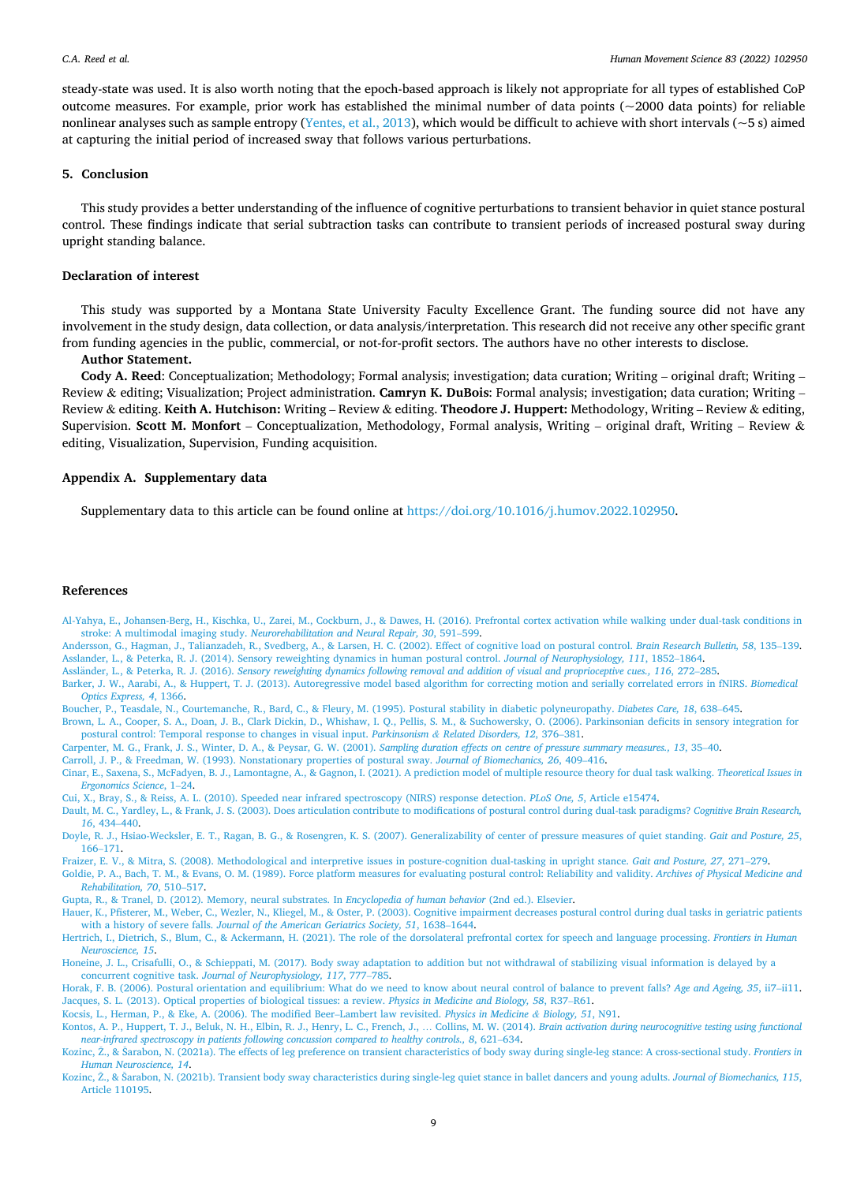steady-state was used. It is also worth noting that the epoch-based approach is likely not appropriate for all types of established CoP outcome measures. For example, prior work has established the minimal number of data points (~2000 data points) for reliable nonlinear analyses such as sample entropy (Yentes, et al., 2013), which would be difficult to achieve with short intervals (~5 s) aimed at capturing the initial period of increased sway that follows various perturbations.

## 5. Conclusion

This study provides a better understanding of the influence of cognitive perturbations to transient behavior in quiet stance postural control. These findings indicate that serial subtraction tasks can contribute to transient periods of increased postural sway during upright standing balance.

## Declaration of interest

This study was supported by a Montana State University Faculty Excellence Grant. The funding source did not have any involvement in the study design, data collection, or data analysis/interpretation. This research did not receive any other specific grant from funding agencies in the public, commercial, or not-for-profit sectors. The authors have no other interests to disclose.

**Author Statement.**

**Cody A. Reed**: Conceptualization; Methodology; Formal analysis; investigation; data curation; Writing – original draft; Writing – Review & editing; Visualization; Project administration. **Camryn K. DuBois**: Formal analysis; investigation; data curation; Writing – Review & editing. **Keith A. Hutchison:** Writing – Review & editing. **Theodore J. Huppert:** Methodology, Writing – Review & editing, Supervision. **Scott M. Monfort** – Conceptualization, Methodology, Formal analysis, Writing – original draft, Writing – Review & editing, Visualization, Supervision, Funding acquisition.

## Appendix A. Supplementary data

Supplementary data to this article can be found online at https://doi.org/10.1016/j.humov.2022.102950.

## References

Al-Yahya, E., Johansen-Berg, H., Kischka, U., Zarei, M., Cockburn, J., & Dawes, H. (2016). Prefrontal cortex activation while walking under dual-task conditions in stroke: A multimodal imaging study. *Neurorehabilitation and Neural Repair, 30*, 591–599.

Andersson, G., Hagman, J., Talianzadeh, R., Svedberg, A., & Larsen, H. C. (2002). Effect of cognitive load on postural control. *Brain Research Bulletin, 58*, 135–139.

Asslander, L., & Peterka, R. J. (2014). Sensory reweighting dynamics in human postural control. *Journal of Neurophysiology, 111*, 1852–1864.

Assländer, L., & Peterka, R. J. (2016). *Sensory reweighting dynamics following removal and addition of visual and proprioceptive cues., 116*, 272–285.

Barker, J. W., Aarabi, A., & Huppert, T. J. (2013). Autoregressive model based algorithm for correcting motion and serially correlated errors in fNIRS. *Biomedical Optics Express, 4*, 1366.

Boucher, P., Teasdale, N., Courtemanche, R., Bard, C., & Fleury, M. (1995). Postural stability in diabetic polyneuropathy. *Diabetes Care, 18*, 638–645.

Brown, L. A., Cooper, S. A., Doan, J. B., Clark Dickin, D., Whishaw, I. Q., Pellis, S. M., & Suchowersky, O. (2006). Parkinsonian deficits in sensory integration for postural control: Temporal response to changes in visual input. *Parkinsonism & Related Disorders, 12*, 376–381.

Carpenter, M. G., Frank, J. S., Winter, D. A., & Peysar, G. W. (2001). *Sampling duration effects on centre of pressure summary measures., 13*, 35–40.

Carroll, J. P., & Freedman, W. (1993). Nonstationary properties of postural sway. *Journal of Biomechanics, 26*, 409–416.

Cinar, E., Saxena, S., McFadyen, B. J., Lamontagne, A., & Gagnon, I. (2021). A prediction model of multiple resource theory for dual task walking. *Theoretical Issues in Ergonomics Science*, 1–24.

Cui, X., Bray, S., & Reiss, A. L. (2010). Speeded near infrared spectroscopy (NIRS) response detection. *PLoS One, 5*, Article e15474.

Dault, M. C., Yardley, L., & Frank, J. S. (2003). Does articulation contribute to modifications of postural control during dual-task paradigms? *Cognitive Brain Research, 16*, 434–440.

Doyle, R. J., Hsiao-Wecksler, E. T., Ragan, B. G., & Rosengren, K. S. (2007). Generalizability of center of pressure measures of quiet standing. *Gait and Posture, 25*, 166–171.

Fraizer, E. V., & Mitra, S. (2008). Methodological and interpretive issues in posture-cognition dual-tasking in upright stance. *Gait and Posture, 27*, 271–279.

Goldie, P. A., Bach, T. M., & Evans, O. M. (1989). Force platform measures for evaluating postural control: Reliability and validity. *Archives of Physical Medicine and Rehabilitation, 70*, 510–517.

Gupta, R., & Tranel, D. (2012). Memory, neural substrates. In *Encyclopedia of human behavior* (2nd ed.). Elsevier.

Hauer, K., Pfisterer, M., Weber, C., Wezler, N., Kliegel, M., & Oster, P. (2003). Cognitive impairment decreases postural control during dual tasks in geriatric patients with a history of severe falls. *Journal of the American Geriatrics Society, 51*, 1638–1644.

Hertrich, I., Dietrich, S., Blum, C., & Ackermann, H. (2021). The role of the dorsolateral prefrontal cortex for speech and language processing. *Frontiers in Human Neuroscience, 15*.

Honeine, J. L., Crisafulli, O., & Schieppati, M. (2017). Body sway adaptation to addition but not withdrawal of stabilizing visual information is delayed by a concurrent cognitive task. *Journal of Neurophysiology, 117*, 777–785.

Horak, F. B. (2006). Postural orientation and equilibrium: What do we need to know about neural control of balance to prevent falls? *Age and Ageing, 35*, ii7–ii11.

Jacques, S. L. (2013). Optical properties of biological tissues: a review. *Physics in Medicine and Biology, 58*, R37–R61.

Kocsis, L., Herman, P., & Eke, A. (2006). The modified Beer–Lambert law revisited. *Physics in Medicine & Biology, 51*, N91.

Kontos, A. P., Huppert, T. J., Beluk, N. H., Elbin, R. J., Henry, L. C., French, J., … Collins, M. W. (2014). *Brain activation during neurocognitive testing using functional near-infrared spectroscopy in patients following concussion compared to healthy controls., 8*, 621–634.

Kozinc, Ž., & Šarabon, N. (2021a). The effects of leg preference on transient characteristics of body sway during single-leg stance: A cross-sectional study. *Frontiers in Human Neuroscience, 14*.

Kozinc, Ž., & Šarabon, N. (2021b). Transient body sway characteristics during single-leg quiet stance in ballet dancers and young adults. *Journal of Biomechanics, 115*, Article 110195.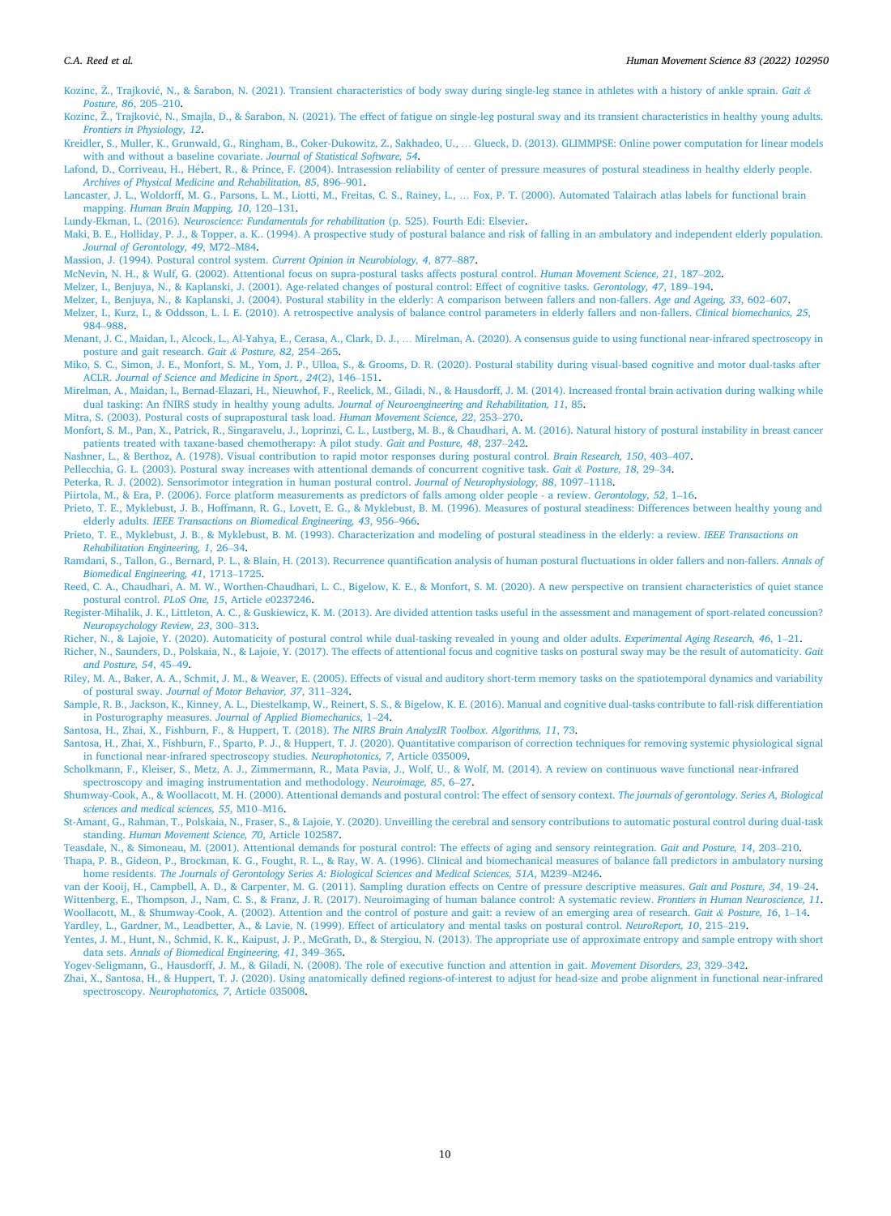Kozinc, Ž., Trajković, N., & Šarabon, N. (2021). Transient characteristics of body sway during single-leg stance in athletes with a history of ankle sprain. *Gait & Posture, 86*, 205–210.

Kozinc, Ž., Trajković, N., Smajla, D., & Šarabon, N. (2021). The effect of fatigue on single-leg postural sway and its transient characteristics in healthy young adults. *Frontiers in Physiology, 12*.

Kreidler, S., Muller, K., Grunwald, G., Ringham, B., Coker-Dukowitz, Z., Sakhadeo, U., … Glueck, D. (2013). GLIMMPSE: Online power computation for linear models with and without a baseline covariate. *Journal of Statistical Software, 54*.

Lafond, D., Corriveau, H., Hébert, R., & Prince, F. (2004). Intrasession reliability of center of pressure measures of postural steadiness in healthy elderly people. *Archives of Physical Medicine and Rehabilitation, 85*, 896–901.

Lancaster, J. L., Woldorff, M. G., Parsons, L. M., Liotti, M., Freitas, C. S., Rainey, L., … Fox, P. T. (2000). Automated Talairach atlas labels for functional brain mapping. *Human Brain Mapping, 10*, 120–131.

Lundy-Ekman, L. (2016). *Neuroscience: Fundamentals for rehabilitation* (p. 525). Fourth Edi: Elsevier.

Maki, B. E., Holliday, P. J., & Topper, a. K.. (1994). A prospective study of postural balance and risk of falling in an ambulatory and independent elderly population. *Journal of Gerontology, 49*, M72–M84.

Massion, J. (1994). Postural control system. *Current Opinion in Neurobiology, 4*, 877–887.

McNevin, N. H., & Wulf, G. (2002). Attentional focus on supra-postural tasks affects postural control. *Human Movement Science, 21*, 187–202.

Melzer, I., Benjuya, N., & Kaplanski, J. (2001). Age-related changes of postural control: Effect of cognitive tasks. *Gerontology, 47*, 189–194.

Melzer, I., Benjuya, N., & Kaplanski, J. (2004). Postural stability in the elderly: A comparison between fallers and non-fallers. *Age and Ageing, 33*, 602–607.

Melzer, I., Kurz, I., & Oddsson, L. I. E. (2010). A retrospective analysis of balance control parameters in elderly fallers and non-fallers. *Clinical biomechanics, 25*, 984–988.

Menant, J. C., Maidan, I., Alcock, L., Al-Yahya, E., Cerasa, A., Clark, D. J., … Mirelman, A. (2020). A consensus guide to using functional near-infrared spectroscopy in posture and gait research. *Gait & Posture, 82*, 254–265.

Miko, S. C., Simon, J. E., Monfort, S. M., Yom, J. P., Ulloa, S., & Grooms, D. R. (2020). Postural stability during visual-based cognitive and motor dual-tasks after ACLR. *Journal of Science and Medicine in Sport., 24*(2), 146–151.

Mirelman, A., Maidan, I., Bernad-Elazari, H., Nieuwhof, F., Reelick, M., Giladi, N., & Hausdorff, J. M. (2014). Increased frontal brain activation during walking while dual tasking: An fNIRS study in healthy young adults. *Journal of Neuroengineering and Rehabilitation, 11*, 85.

Mitra, S. (2003). Postural costs of suprapostural task load. *Human Movement Science, 22*, 253–270.

Monfort, S. M., Pan, X., Patrick, R., Singaravelu, J., Loprinzi, C. L., Lustberg, M. B., & Chaudhari, A. M. (2016). Natural history of postural instability in breast cancer patients treated with taxane-based chemotherapy: A pilot study. *Gait and Posture, 48*, 237–242.

Nashner, L., & Berthoz, A. (1978). Visual contribution to rapid motor responses during postural control. *Brain Research, 150*, 403–407.

Pellecchia, G. L. (2003). Postural sway increases with attentional demands of concurrent cognitive task. *Gait & Posture, 18*, 29–34.

Peterka, R. J. (2002). Sensorimotor integration in human postural control. *Journal of Neurophysiology, 88*, 1097–1118.

Piirtola, M., & Era, P. (2006). Force platform measurements as predictors of falls among older people - a review. *Gerontology, 52*, 1–16.

Prieto, T. E., Myklebust, J. B., Hoffmann, R. G., Lovett, E. G., & Myklebust, B. M. (1996). Measures of postural steadiness: Differences between healthy young and elderly adults. *IEEE Transactions on Biomedical Engineering, 43*, 956–966.

Prieto, T. E., Myklebust, J. B., & Myklebust, B. M. (1993). Characterization and modeling of postural steadiness in the elderly: a review. *IEEE Transactions on Rehabilitation Engineering, 1*, 26–34.

Ramdani, S., Tallon, G., Bernard, P. L., & Blain, H. (2013). Recurrence quantification analysis of human postural fluctuations in older fallers and non-fallers. *Annals of Biomedical Engineering, 41*, 1713–1725.

Reed, C. A., Chaudhari, A. M. W., Worthen-Chaudhari, L. C., Bigelow, K. E., & Monfort, S. M. (2020). A new perspective on transient characteristics of quiet stance postural control. *PLoS One, 15*, Article e0237246.

Register-Mihalik, J. K., Littleton, A. C., & Guskiewicz, K. M. (2013). Are divided attention tasks useful in the assessment and management of sport-related concussion? *Neuropsychology Review, 23*, 300–313.

Richer, N., & Lajoie, Y. (2020). Automaticity of postural control while dual-tasking revealed in young and older adults. *Experimental Aging Research, 46*, 1–21.

Richer, N., Saunders, D., Polskaia, N., & Lajoie, Y. (2017). The effects of attentional focus and cognitive tasks on postural sway may be the result of automaticity. *Gait and Posture, 54*, 45–49.

Riley, M. A., Baker, A. A., Schmit, J. M., & Weaver, E. (2005). Effects of visual and auditory short-term memory tasks on the spatiotemporal dynamics and variability of postural sway. *Journal of Motor Behavior, 37*, 311–324.

Sample, R. B., Jackson, K., Kinney, A. L., Diestelkamp, W., Reinert, S. S., & Bigelow, K. E. (2016). Manual and cognitive dual-tasks contribute to fall-risk differentiation in Posturography measures. *Journal of Applied Biomechanics*, 1–24.

Santosa, H., Zhai, X., Fishburn, F., & Huppert, T. (2018). *The NIRS Brain AnalyzIR Toolbox. Algorithms, 11*, 73.

Santosa, H., Zhai, X., Fishburn, F., Sparto, P. J., & Huppert, T. J. (2020). Quantitative comparison of correction techniques for removing systemic physiological signal in functional near-infrared spectroscopy studies. *Neurophotonics, 7*, Article 035009.

Scholkmann, F., Kleiser, S., Metz, A. J., Zimmermann, R., Mata Pavia, J., Wolf, U., & Wolf, M. (2014). A review on continuous wave functional near-infrared spectroscopy and imaging instrumentation and methodology. *Neuroimage, 85*, 6–27.

Shumway-Cook, A., & Woollacott, M. H. (2000). Attentional demands and postural control: The effect of sensory context. *The journals of gerontology. Series A, Biological sciences and medical sciences, 55*, M10–M16.

St-Amant, G., Rahman, T., Polskaia, N., Fraser, S., & Lajoie, Y. (2020). Unveilling the cerebral and sensory contributions to automatic postural control during dual-task standing. *Human Movement Science, 70*, Article 102587.

Teasdale, N., & Simoneau, M. (2001). Attentional demands for postural control: The effects of aging and sensory reintegration. *Gait and Posture, 14*, 203–210.

Thapa, P. B., Gideon, P., Brockman, K. G., Fought, R. L., & Ray, W. A. (1996). Clinical and biomechanical measures of balance fall predictors in ambulatory nursing home residents. *The Journals of Gerontology Series A: Biological Sciences and Medical Sciences, 51A*, M239–M246.

van der Kooij, H., Campbell, A. D., & Carpenter, M. G. (2011). Sampling duration effects on Centre of pressure descriptive measures. *Gait and Posture, 34*, 19–24.

Wittenberg, E., Thompson, J., Nam, C. S., & Franz, J. R. (2017). Neuroimaging of human balance control: A systematic review. *Frontiers in Human Neuroscience, 11*.

Woollacott, M., & Shumway-Cook, A. (2002). Attention and the control of posture and gait: a review of an emerging area of research. *Gait & Posture, 16*, 1–14.

Yardley, L., Gardner, M., Leadbetter, A., & Lavie, N. (1999). Effect of articulatory and mental tasks on postural control. *NeuroReport, 10*, 215–219.

Yentes, J. M., Hunt, N., Schmid, K. K., Kaipust, J. P., McGrath, D., & Stergiou, N. (2013). The appropriate use of approximate entropy and sample entropy with short data sets. *Annals of Biomedical Engineering, 41*, 349–365.

Yogev-Seligmann, G., Hausdorff, J. M., & Giladi, N. (2008). The role of executive function and attention in gait. *Movement Disorders, 23*, 329–342.

Zhai, X., Santosa, H., & Huppert, T. J. (2020). Using anatomically defined regions-of-interest to adjust for head-size and probe alignment in functional near-infrared spectroscopy. *Neurophotonics, 7*, Article 035008.